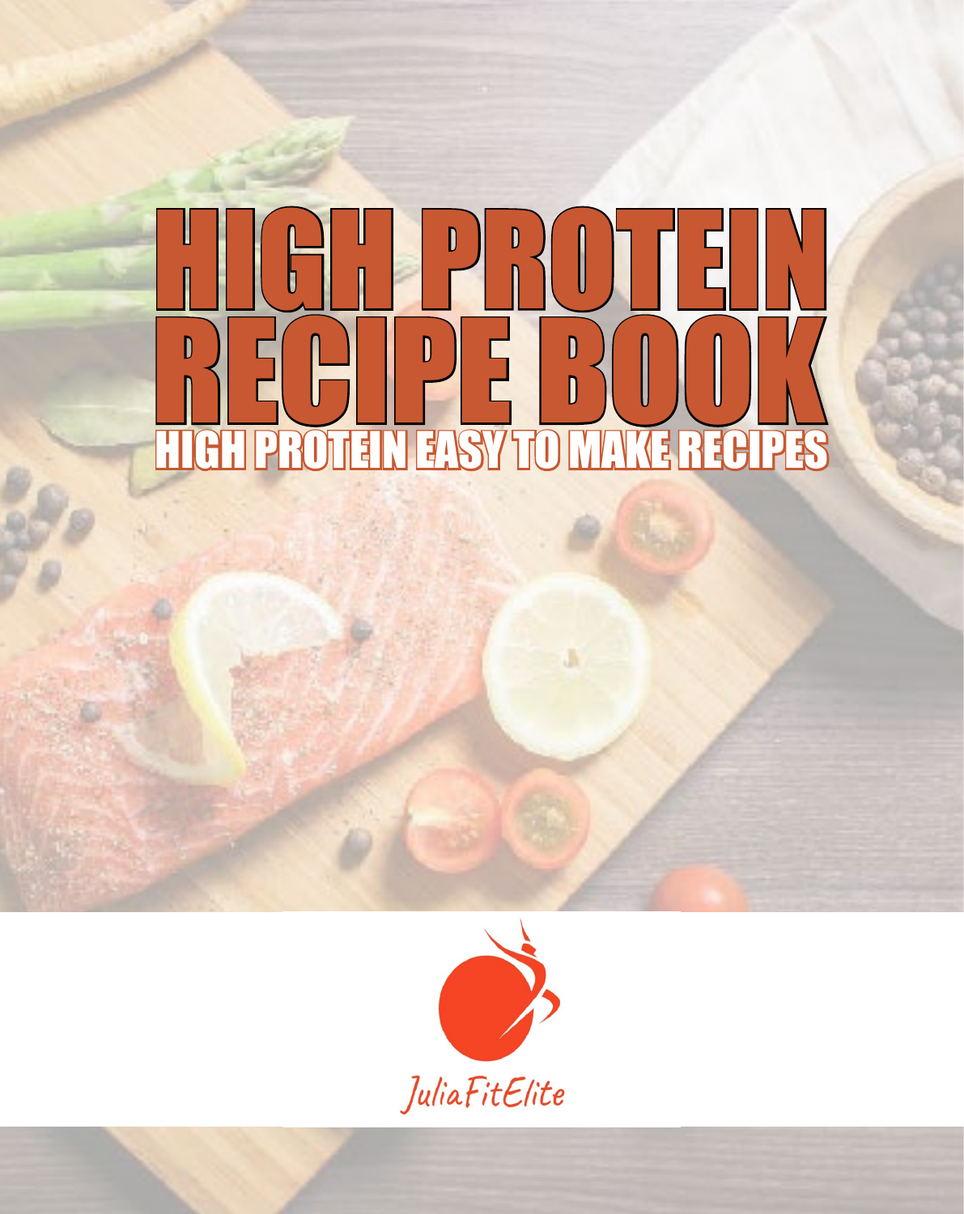# HIGH PROTEIN RECIPE BOOK

## HIGH PROTEIN EASY TO MAKE RECIPES

JuliaFitElite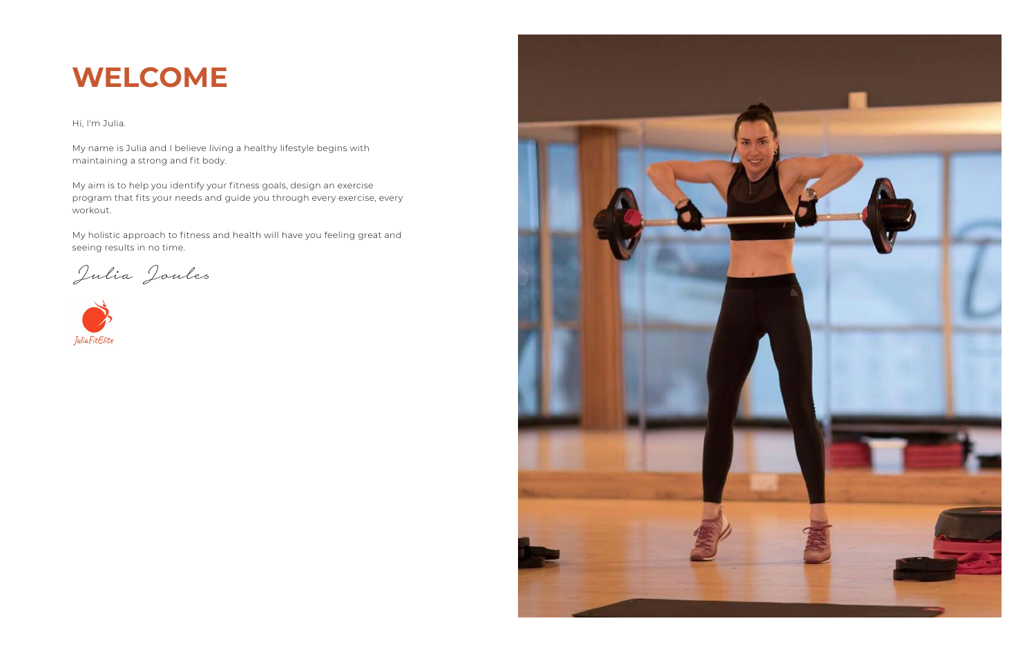# WELCOME

Hi, I'm Julia.

My name is Julia and I believe living a healthy lifestyle begins with maintaining a strong and fit body.

My aim is to help you identify your fitness goals, design an exercise program that fits your needs and guide you through every exercise, every workout.

My holistic approach to fitness and health will have you feeling great and seeing results in no time.

*Julia Joules*

JuliaFitElite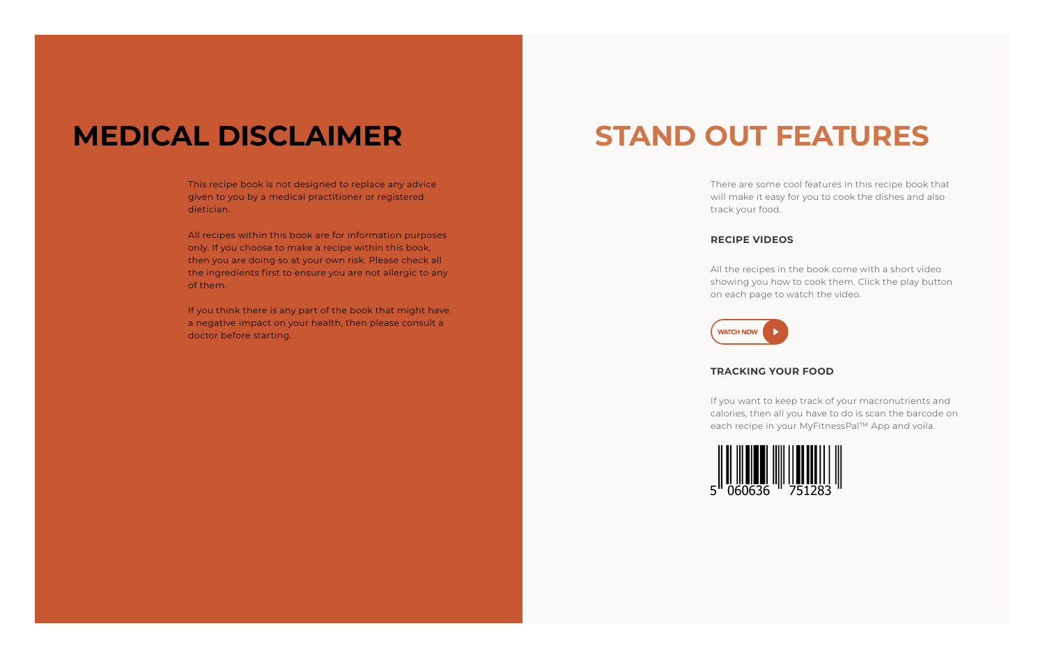# MEDICAL DISCLAIMER

This recipe book is not designed to replace any advice given to you by a medical practitioner or registered dietician.

All recipes within this book are for information purposes only. If you choose to make a recipe within this book, then you are doing so at your own risk. Please check all the ingredients first to ensure you are not allergic to any of them.

If you think there is any part of the book that might have a negative impact on your health, then please consult a doctor before starting.

# STAND OUT FEATURES

There are some cool features in this recipe book that will make it easy for you to cook the dishes and also track your food.

**RECIPE VIDEOS**

All the recipes in the book come with a short video showing you how to cook them. Click the play button on each page to watch the video.

WATCH NOW

**TRACKING YOUR FOOD**

If you want to keep track of your macronutrients and calories, then all you have to do is scan the barcode on each recipe in your MyFitnessPal™ App and voila.

5 060636 751283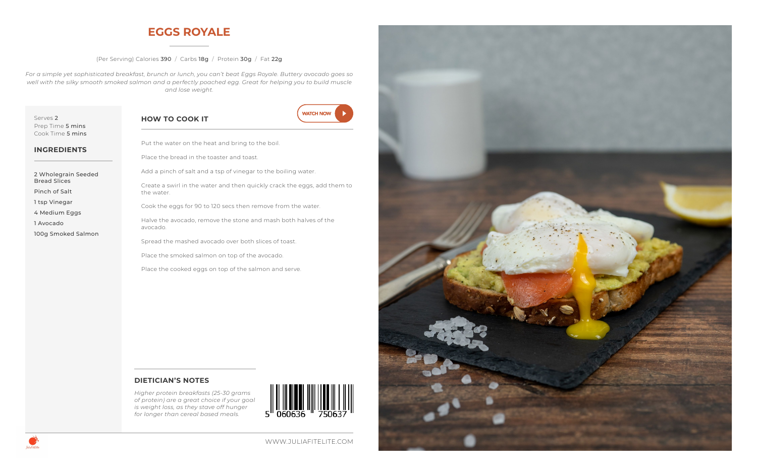# EGGS ROYALE

(Per Serving) Calories **390** / Carbs **18g** / Protein **30g** / Fat **22g**

*For a simple yet sophisticated breakfast, brunch or lunch, you can't beat Eggs Royale. Buttery avocado goes so well with the silky smooth smoked salmon and a perfectly poached egg. Great for helping you to build muscle and lose weight.*

Serves **2**
Prep Time **5 mins**
Cook Time **5 mins**

## INGREDIENTS

- 2 Wholegrain Seeded Bread Slices
- Pinch of Salt
- 1 tsp Vinegar
- 4 Medium Eggs
- 1 Avocado
- 100g Smoked Salmon

## HOW TO COOK IT

WATCH NOW

Put the water on the heat and bring to the boil.

Place the bread in the toaster and toast.

Add a pinch of salt and a tsp of vinegar to the boiling water.

Create a swirl in the water and then quickly crack the eggs, add them to the water.

Cook the eggs for 90 to 120 secs then remove from the water.

Halve the avocado, remove the stone and mash both halves of the avocado.

Spread the mashed avocado over both slices of toast.

Place the smoked salmon on top of the avocado.

Place the cooked eggs on top of the salmon and serve.

## DIETICIAN'S NOTES

*Higher protein breakfasts (25-30 grams of protein) are a great choice if your goal is weight loss, as they stave off hunger for longer than cereal based meals.*

5 060636 750637

WWW.JULIAFITELITE.COM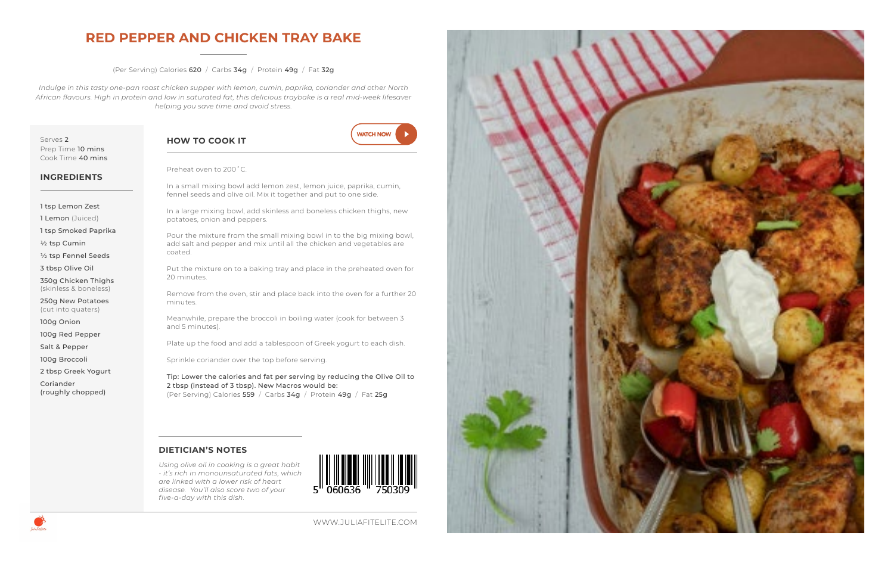# RED PEPPER AND CHICKEN TRAY BAKE

(Per Serving) Calories **620** / Carbs **34g** / Protein **49g** / Fat **32g**

*Indulge in this tasty one-pan roast chicken supper with lemon, cumin, paprika, coriander and other North African flavours. High in protein and low in saturated fat, this delicious traybake is a real mid-week lifesaver helping you save time and avoid stress.*

Serves **2**
Prep Time **10 mins**
Cook Time **40 mins**

## INGREDIENTS

- 1 tsp Lemon Zest
- 1 Lemon (Juiced)
- 1 tsp Smoked Paprika
- ½ tsp Cumin
- ½ tsp Fennel Seeds
- 3 tbsp Olive Oil
- 350g Chicken Thighs (skinless & boneless)
- 250g New Potatoes (cut into quaters)
- 100g Onion
- 100g Red Pepper
- Salt & Pepper
- 100g Broccoli
- 2 tbsp Greek Yogurt
- Coriander (roughly chopped)

## HOW TO COOK IT

WATCH NOW

Preheat oven to 200˚C.

In a small mixing bowl add lemon zest, lemon juice, paprika, cumin, fennel seeds and olive oil. Mix it together and put to one side.

In a large mixing bowl, add skinless and boneless chicken thighs, new potatoes, onion and peppers.

Pour the mixture from the small mixing bowl in to the big mixing bowl, add salt and pepper and mix until all the chicken and vegetables are coated.

Put the mixture on to a baking tray and place in the preheated oven for 20 minutes.

Remove from the oven, stir and place back into the oven for a further 20 minutes.

Meanwhile, prepare the broccoli in boiling water (cook for between 3 and 5 minutes).

Plate up the food and add a tablespoon of Greek yogurt to each dish.

Sprinkle coriander over the top before serving.

Tip: Lower the calories and fat per serving by reducing the Olive Oil to 2 tbsp (instead of 3 tbsp). New Macros would be:
(Per Serving) Calories **559** / Carbs **34g** / Protein **49g** / Fat **25g**

## DIETICIAN'S NOTES

*Using olive oil in cooking is a great habit - it's rich in monounsaturated fats, which are linked with a lower risk of heart disease. You'll also score two of your five-a-day with this dish.*

5 060636 750309

WWW.JULIAFITELITE.COM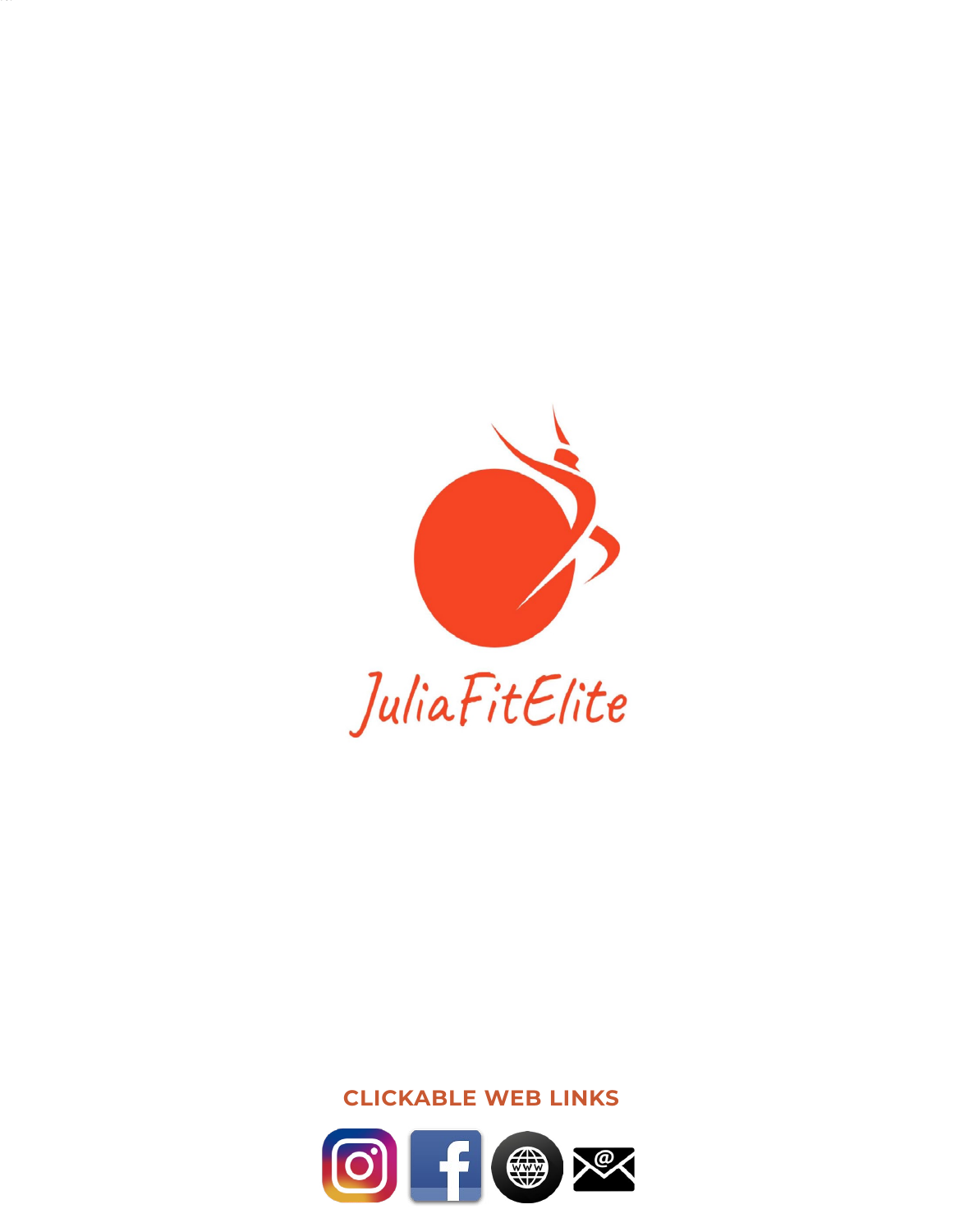JuliaFitElite

CLICKABLE WEB LINKS